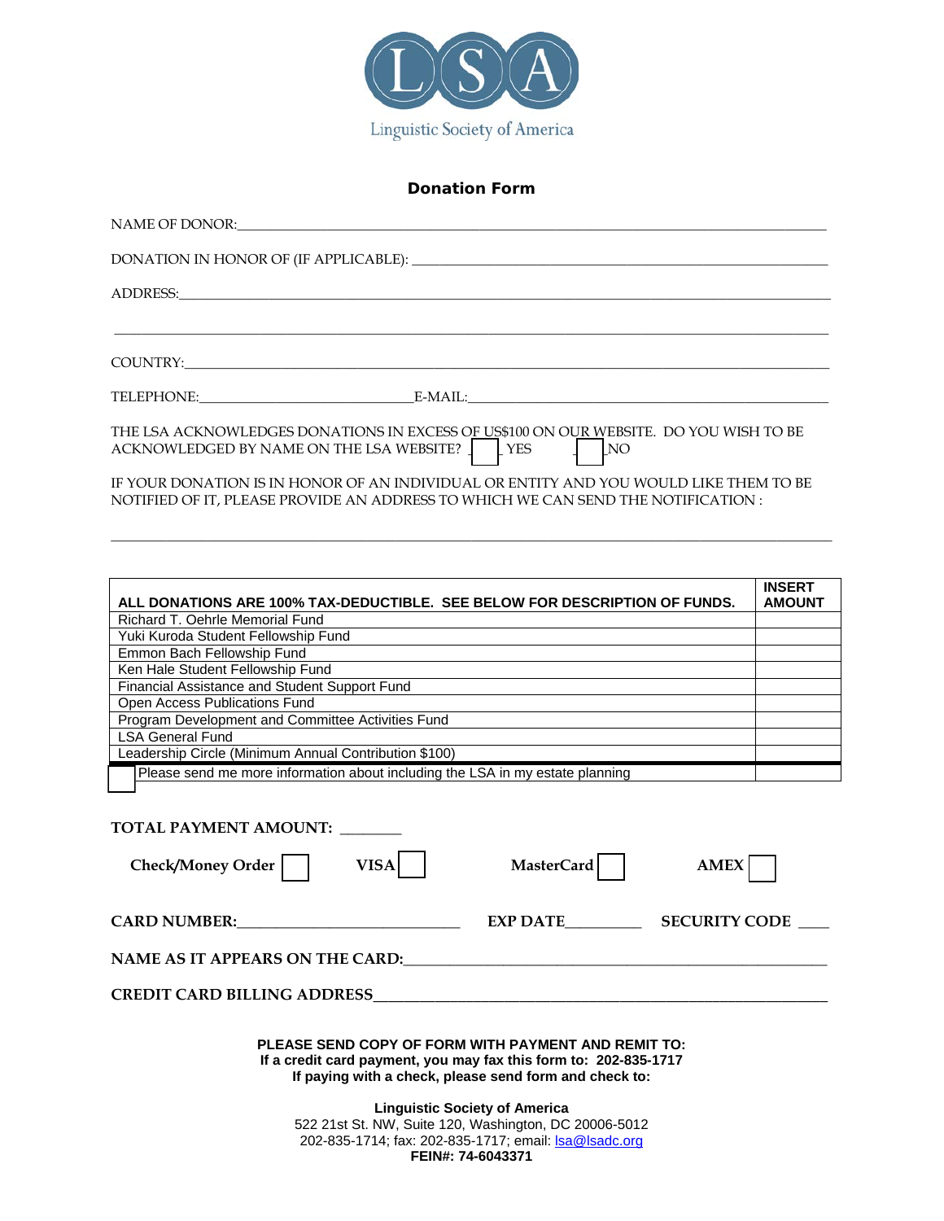Linguistic Society of America

## Donation Form

NAME OF DONOR:______________________________________________________________

DONATION IN HONOR OF (IF APPLICABLE): ________________________________________

ADDRESS:____________________________________________________________________

____________________________________________________________________________

COUNTRY:____________________________________________________________________

TELEPHONE:_________________________E-MAIL:__________________________________

THE LSA ACKNOWLEDGES DONATIONS IN EXCESS OF US$100 ON OUR WEBSITE. DO YOU WISH TO BE ACKNOWLEDGED BY NAME ON THE LSA WEBSITE? ☐ YES ☐ NO

IF YOUR DONATION IS IN HONOR OF AN INDIVIDUAL OR ENTITY AND YOU WOULD LIKE THEM TO BE NOTIFIED OF IT, PLEASE PROVIDE AN ADDRESS TO WHICH WE CAN SEND THE NOTIFICATION :

____________________________________________________________________________

| ALL DONATIONS ARE 100% TAX-DEDUCTIBLE. SEE BELOW FOR DESCRIPTION OF FUNDS. | INSERT AMOUNT |
|---|---|
| Richard T. Oehrle Memorial Fund | |
| Yuki Kuroda Student Fellowship Fund | |
| Emmon Bach Fellowship Fund | |
| Ken Hale Student Fellowship Fund | |
| Financial Assistance and Student Support Fund | |
| Open Access Publications Fund | |
| Program Development and Committee Activities Fund | |
| LSA General Fund | |
| Leadership Circle (Minimum Annual Contribution $100) | |
| ☐ Please send me more information about including the LSA in my estate planning | |

**TOTAL PAYMENT AMOUNT:** _______

**Check/Money Order** ☐ **VISA** ☐ **MasterCard** ☐ **AMEX** ☐

**CARD NUMBER:**___________________________ **EXP DATE**_________ **SECURITY CODE** ____

**NAME AS IT APPEARS ON THE CARD:**__________________________________________

**CREDIT CARD BILLING ADDRESS**_____________________________________________

**PLEASE SEND COPY OF FORM WITH PAYMENT AND REMIT TO:**
**If a credit card payment, you may fax this form to: 202-835-1717**
**If paying with a check, please send form and check to:**

**Linguistic Society of America**
522 21st St. NW, Suite 120, Washington, DC 20006-5012
202-835-1714; fax: 202-835-1717; email: lsa@lsadc.org
**FEIN#: 74-6043371**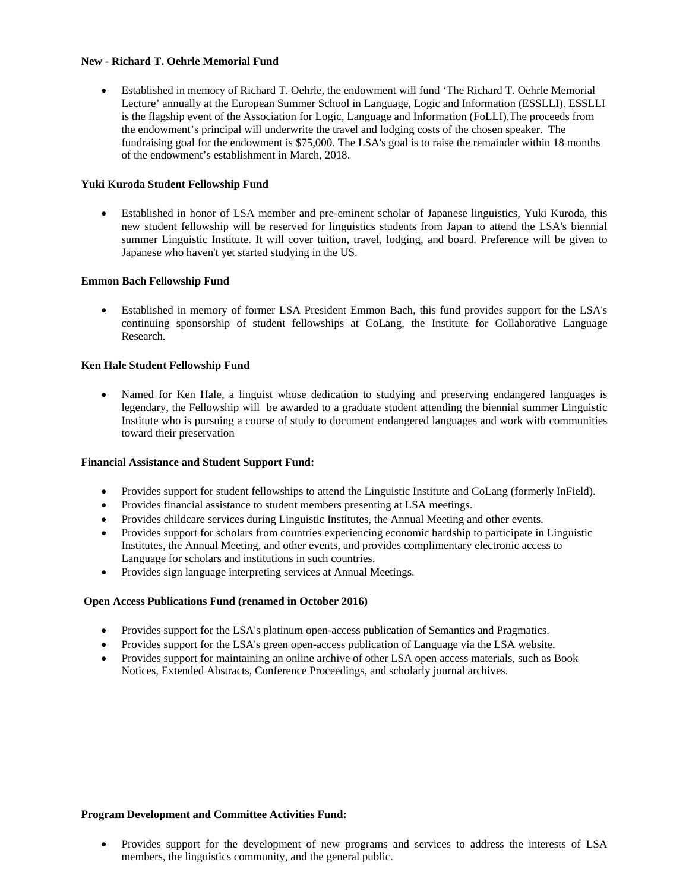**New - Richard T. Oehrle Memorial Fund**

- Established in memory of Richard T. Oehrle, the endowment will fund 'The Richard T. Oehrle Memorial Lecture' annually at the European Summer School in Language, Logic and Information (ESSLLI). ESSLLI is the flagship event of the Association for Logic, Language and Information (FoLLI).The proceeds from the endowment's principal will underwrite the travel and lodging costs of the chosen speaker. The fundraising goal for the endowment is $75,000. The LSA's goal is to raise the remainder within 18 months of the endowment's establishment in March, 2018.

**Yuki Kuroda Student Fellowship Fund**

- Established in honor of LSA member and pre-eminent scholar of Japanese linguistics, Yuki Kuroda, this new student fellowship will be reserved for linguistics students from Japan to attend the LSA's biennial summer Linguistic Institute. It will cover tuition, travel, lodging, and board. Preference will be given to Japanese who haven't yet started studying in the US.

**Emmon Bach Fellowship Fund**

- Established in memory of former LSA President Emmon Bach, this fund provides support for the LSA's continuing sponsorship of student fellowships at CoLang, the Institute for Collaborative Language Research.

**Ken Hale Student Fellowship Fund**

- Named for Ken Hale, a linguist whose dedication to studying and preserving endangered languages is legendary, the Fellowship will be awarded to a graduate student attending the biennial summer Linguistic Institute who is pursuing a course of study to document endangered languages and work with communities toward their preservation

**Financial Assistance and Student Support Fund:**

- Provides support for student fellowships to attend the Linguistic Institute and CoLang (formerly InField).
- Provides financial assistance to student members presenting at LSA meetings.
- Provides childcare services during Linguistic Institutes, the Annual Meeting and other events.
- Provides support for scholars from countries experiencing economic hardship to participate in Linguistic Institutes, the Annual Meeting, and other events, and provides complimentary electronic access to Language for scholars and institutions in such countries.
- Provides sign language interpreting services at Annual Meetings.

**Open Access Publications Fund (renamed in October 2016)**

- Provides support for the LSA's platinum open-access publication of Semantics and Pragmatics.
- Provides support for the LSA's green open-access publication of Language via the LSA website.
- Provides support for maintaining an online archive of other LSA open access materials, such as Book Notices, Extended Abstracts, Conference Proceedings, and scholarly journal archives.

**Program Development and Committee Activities Fund:**

- Provides support for the development of new programs and services to address the interests of LSA members, the linguistics community, and the general public.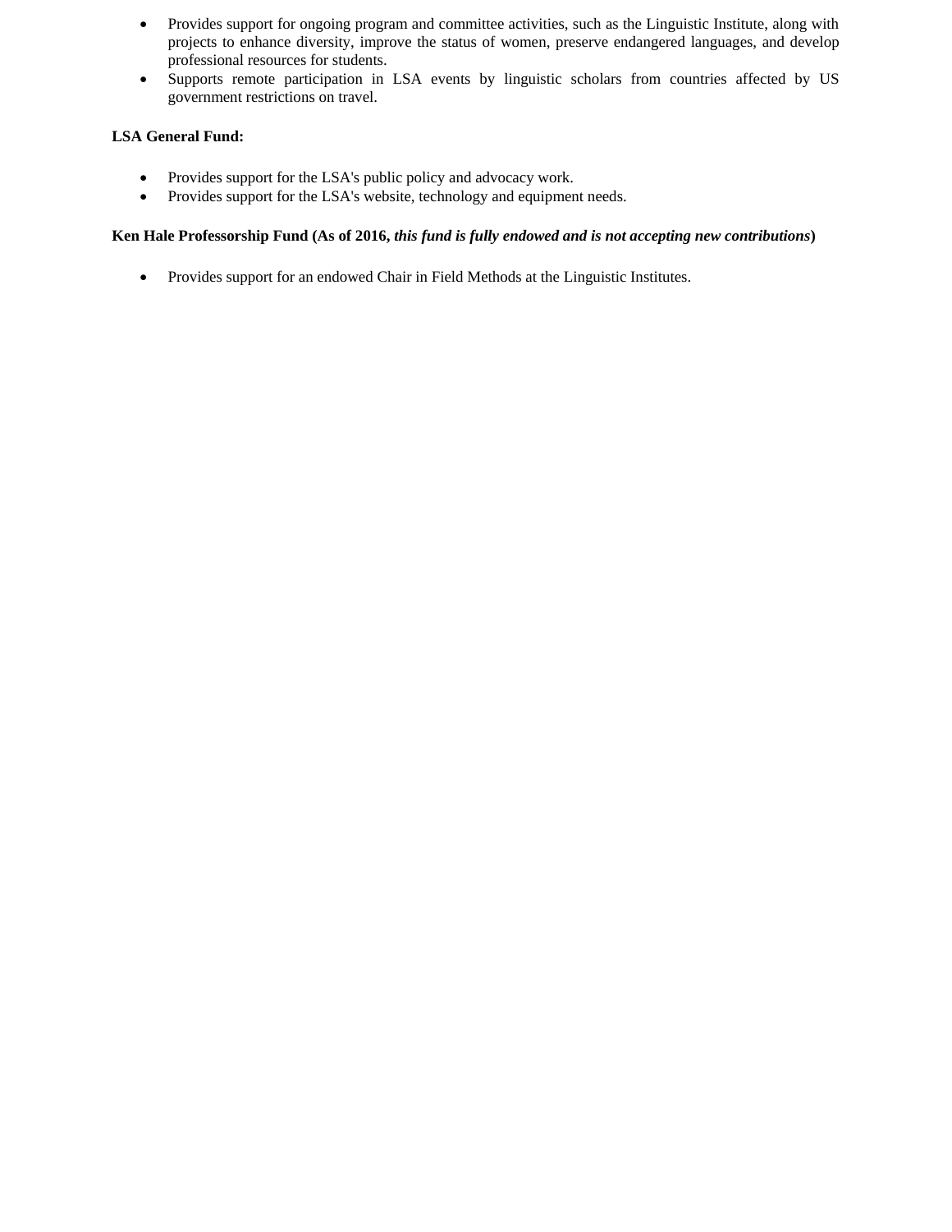- Provides support for ongoing program and committee activities, such as the Linguistic Institute, along with projects to enhance diversity, improve the status of women, preserve endangered languages, and develop professional resources for students.
- Supports remote participation in LSA events by linguistic scholars from countries affected by US government restrictions on travel.

**LSA General Fund:**

- Provides support for the LSA's public policy and advocacy work.
- Provides support for the LSA's website, technology and equipment needs.

**Ken Hale Professorship Fund (As of 2016, *this fund is fully endowed and is not accepting new contributions*)**

- Provides support for an endowed Chair in Field Methods at the Linguistic Institutes.